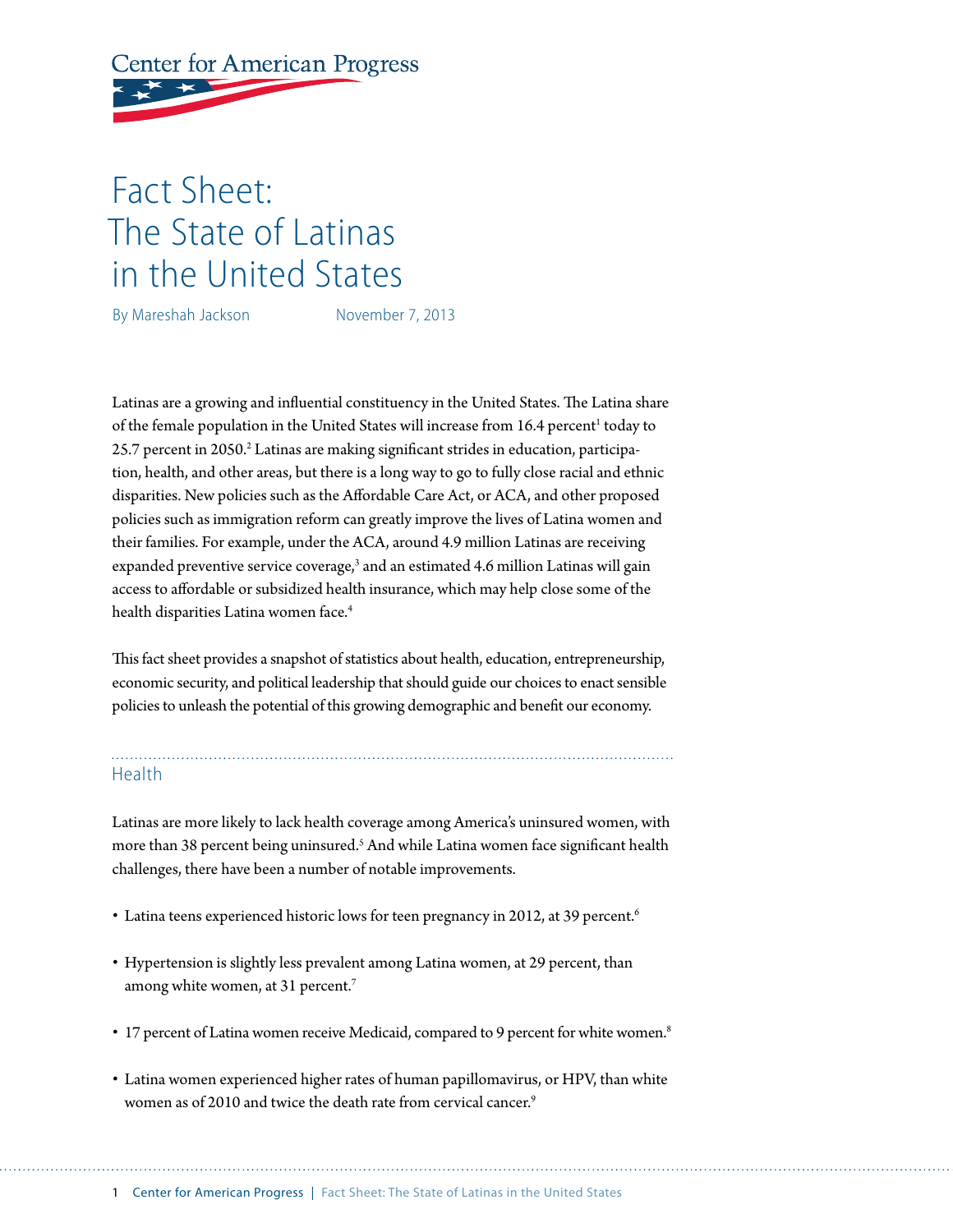# Fact Sheet: The State of Latinas in the United States

By Mareshah Jackson November 7, 2013

Latinas are a growing and influential constituency in the United States. The Latina share of the female population in the United States will increase from 16.4 percent[1] today to 25.7 percent in 2050.[2] Latinas are making significant strides in education, participation, health, and other areas, but there is a long way to go to fully close racial and ethnic disparities. New policies such as the Affordable Care Act, or ACA, and other proposed policies such as immigration reform can greatly improve the lives of Latina women and their families. For example, under the ACA, around 4.9 million Latinas are receiving expanded preventive service coverage,[3] and an estimated 4.6 million Latinas will gain access to affordable or subsidized health insurance, which may help close some of the health disparities Latina women face.[4]

This fact sheet provides a snapshot of statistics about health, education, entrepreneurship, economic security, and political leadership that should guide our choices to enact sensible policies to unleash the potential of this growing demographic and benefit our economy.

## Health

Latinas are more likely to lack health coverage among America's uninsured women, with more than 38 percent being uninsured.[5] And while Latina women face significant health challenges, there have been a number of notable improvements.

- Latina teens experienced historic lows for teen pregnancy in 2012, at 39 percent.[6]
- Hypertension is slightly less prevalent among Latina women, at 29 percent, than among white women, at 31 percent.[7]
- 17 percent of Latina women receive Medicaid, compared to 9 percent for white women.[8]
- Latina women experienced higher rates of human papillomavirus, or HPV, than white women as of 2010 and twice the death rate from cervical cancer.[9]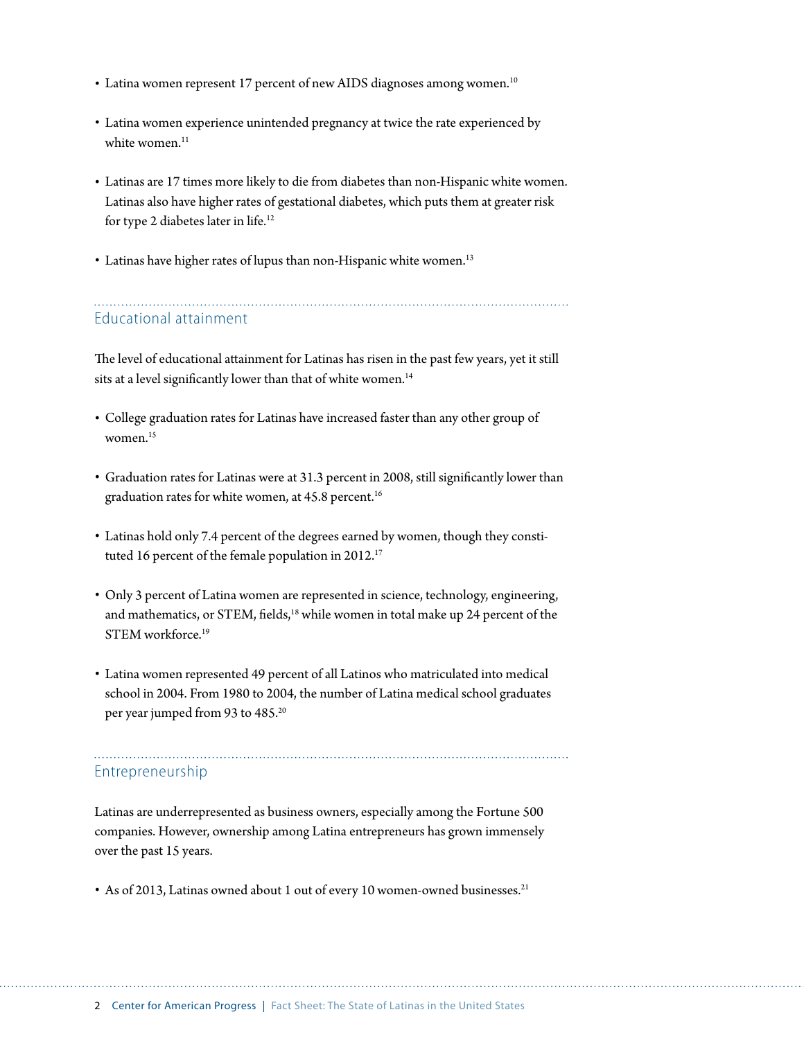- Latina women represent 17 percent of new AIDS diagnoses among women.[10]

- Latina women experience unintended pregnancy at twice the rate experienced by white women.[11]

- Latinas are 17 times more likely to die from diabetes than non-Hispanic white women. Latinas also have higher rates of gestational diabetes, which puts them at greater risk for type 2 diabetes later in life.[12]

- Latinas have higher rates of lupus than non-Hispanic white women.[13]

## Educational attainment

The level of educational attainment for Latinas has risen in the past few years, yet it still sits at a level significantly lower than that of white women.[14]

- College graduation rates for Latinas have increased faster than any other group of women.[15]

- Graduation rates for Latinas were at 31.3 percent in 2008, still significantly lower than graduation rates for white women, at 45.8 percent.[16]

- Latinas hold only 7.4 percent of the degrees earned by women, though they constituted 16 percent of the female population in 2012.[17]

- Only 3 percent of Latina women are represented in science, technology, engineering, and mathematics, or STEM, fields,[18] while women in total make up 24 percent of the STEM workforce.[19]

- Latina women represented 49 percent of all Latinos who matriculated into medical school in 2004. From 1980 to 2004, the number of Latina medical school graduates per year jumped from 93 to 485.[20]

## Entrepreneurship

Latinas are underrepresented as business owners, especially among the Fortune 500 companies. However, ownership among Latina entrepreneurs has grown immensely over the past 15 years.

- As of 2013, Latinas owned about 1 out of every 10 women-owned businesses.[21]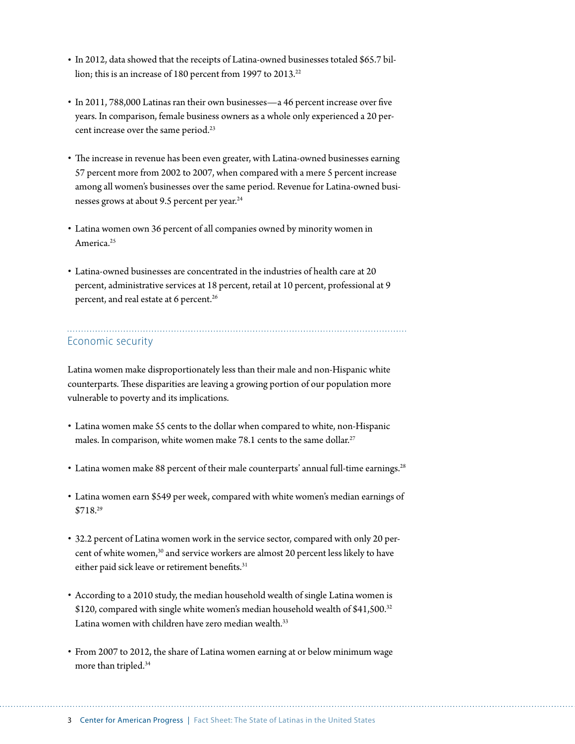- In 2012, data showed that the receipts of Latina-owned businesses totaled $65.7 billion; this is an increase of 180 percent from 1997 to 2013.[22]

- In 2011, 788,000 Latinas ran their own businesses—a 46 percent increase over five years. In comparison, female business owners as a whole only experienced a 20 percent increase over the same period.[23]

- The increase in revenue has been even greater, with Latina-owned businesses earning 57 percent more from 2002 to 2007, when compared with a mere 5 percent increase among all women's businesses over the same period. Revenue for Latina-owned businesses grows at about 9.5 percent per year.[24]

- Latina women own 36 percent of all companies owned by minority women in America.[25]

- Latina-owned businesses are concentrated in the industries of health care at 20 percent, administrative services at 18 percent, retail at 10 percent, professional at 9 percent, and real estate at 6 percent.[26]

## Economic security

Latina women make disproportionately less than their male and non-Hispanic white counterparts. These disparities are leaving a growing portion of our population more vulnerable to poverty and its implications.

- Latina women make 55 cents to the dollar when compared to white, non-Hispanic males. In comparison, white women make 78.1 cents to the same dollar.[27]

- Latina women make 88 percent of their male counterparts' annual full-time earnings.[28]

- Latina women earn $549 per week, compared with white women's median earnings of $718.[29]

- 32.2 percent of Latina women work in the service sector, compared with only 20 percent of white women,[30] and service workers are almost 20 percent less likely to have either paid sick leave or retirement benefits.[31]

- According to a 2010 study, the median household wealth of single Latina women is $120, compared with single white women's median household wealth of $41,500.[32] Latina women with children have zero median wealth.[33]

- From 2007 to 2012, the share of Latina women earning at or below minimum wage more than tripled.[34]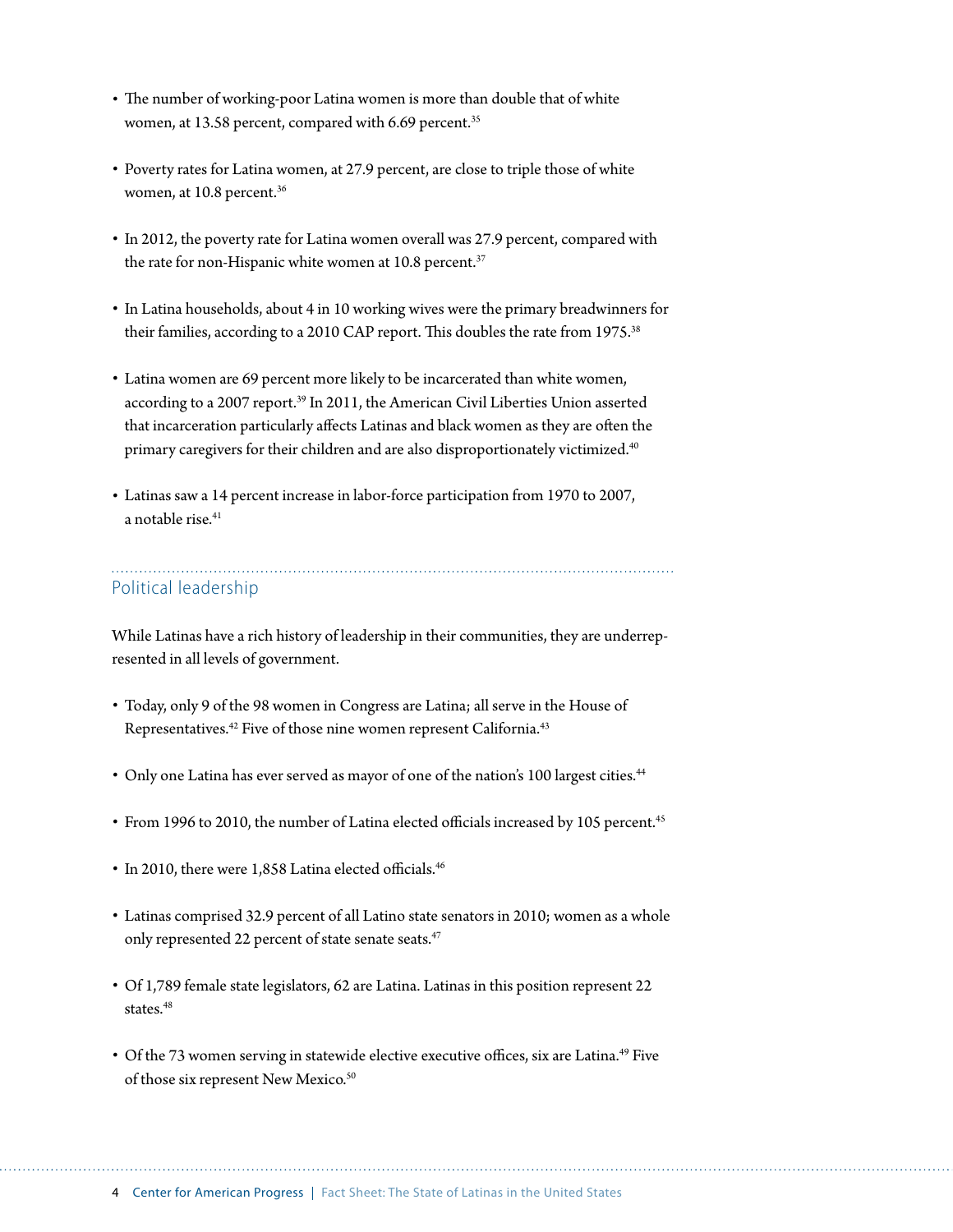- The number of working-poor Latina women is more than double that of white women, at 13.58 percent, compared with 6.69 percent.[35]

- Poverty rates for Latina women, at 27.9 percent, are close to triple those of white women, at 10.8 percent.[36]

- In 2012, the poverty rate for Latina women overall was 27.9 percent, compared with the rate for non-Hispanic white women at 10.8 percent.[37]

- In Latina households, about 4 in 10 working wives were the primary breadwinners for their families, according to a 2010 CAP report. This doubles the rate from 1975.[38]

- Latina women are 69 percent more likely to be incarcerated than white women, according to a 2007 report.[39] In 2011, the American Civil Liberties Union asserted that incarceration particularly affects Latinas and black women as they are often the primary caregivers for their children and are also disproportionately victimized.[40]

- Latinas saw a 14 percent increase in labor-force participation from 1970 to 2007, a notable rise.[41]

## Political leadership

While Latinas have a rich history of leadership in their communities, they are underrepresented in all levels of government.

- Today, only 9 of the 98 women in Congress are Latina; all serve in the House of Representatives.[42] Five of those nine women represent California.[43]

- Only one Latina has ever served as mayor of one of the nation's 100 largest cities.[44]

- From 1996 to 2010, the number of Latina elected officials increased by 105 percent.[45]

- In 2010, there were 1,858 Latina elected officials.[46]

- Latinas comprised 32.9 percent of all Latino state senators in 2010; women as a whole only represented 22 percent of state senate seats.[47]

- Of 1,789 female state legislators, 62 are Latina. Latinas in this position represent 22 states.[48]

- Of the 73 women serving in statewide elective executive offices, six are Latina.[49] Five of those six represent New Mexico.[50]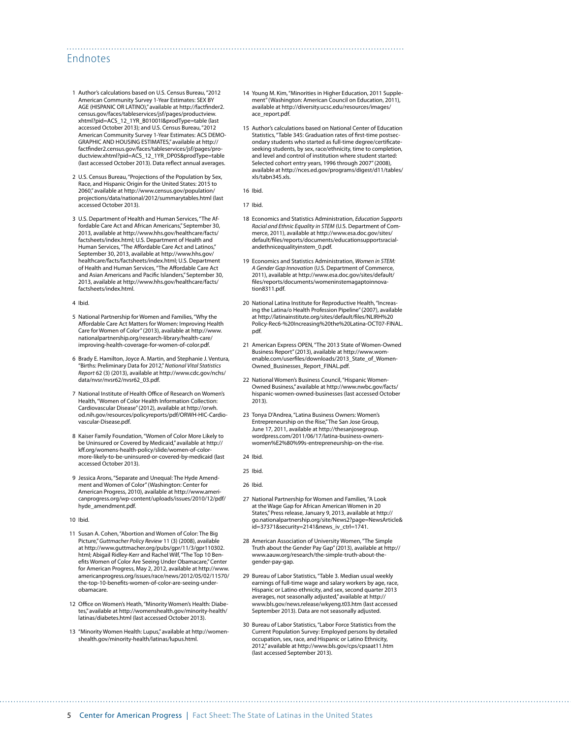## Endnotes

1 Author's calculations based on U.S. Census Bureau, "2012 American Community Survey 1-Year Estimates: SEX BY AGE (HISPANIC OR LATINO)," available at http://factfinder2.census.gov/faces/tableservices/jsf/pages/productview.xhtml?pid=ACS_12_1YR_B01001I&prodType=table (last accessed October 2013); and U.S. Census Bureau, "2012 American Community Survey 1-Year Estimates: ACS DEMOGRAPHIC AND HOUSING ESTIMATES," available at http://factfinder2.census.gov/faces/tableservices/jsf/pages/productview.xhtml?pid=ACS_12_1YR_DP05&prodType=table (last accessed October 2013). Data reflect annual averages.

2 U.S. Census Bureau, "Projections of the Population by Sex, Race, and Hispanic Origin for the United States: 2015 to 2060," available at http://www.census.gov/population/projections/data/national/2012/summarytables.html (last accessed October 2013).

3 U.S. Department of Health and Human Services, "The Affordable Care Act and African Americans," September 30, 2013, available at http://www.hhs.gov/healthcare/facts/factsheets/index.html; U.S. Department of Health and Human Services, "The Affordable Care Act and Latinos," September 30, 2013, available at http://www.hhs.gov/healthcare/facts/factsheets/index.html; U.S. Department of Health and Human Services, "The Affordable Care Act and Asian Americans and Pacific Islanders," September 30, 2013, available at http://www.hhs.gov/healthcare/facts/factsheets/index.html.

4 Ibid.

5 National Partnership for Women and Families, "Why the Affordable Care Act Matters for Women: Improving Health Care for Women of Color" (2013), available at http://www.nationalpartnership.org/research-library/health-care/improving-health-coverage-for-women-of-color.pdf.

6 Brady E. Hamilton, Joyce A. Martin, and Stephanie J. Ventura, "Births: Preliminary Data for 2012," *National Vital Statistics Report* 62 (3) (2013), available at http://www.cdc.gov/nchs/data/nvsr/nvsr62/nvsr62_03.pdf.

7 National Institute of Health Office of Research on Women's Health, "Women of Color Health Information Collection: Cardiovascular Disease" (2012), available at http://orwh.od.nih.gov/resources/policyreports/pdf/ORWH-HIC-Cardiovascular-Disease.pdf.

8 Kaiser Family Foundation, "Women of Color More Likely to be Uninsured or Covered by Medicaid," available at http://kff.org/womens-health-policy/slide/women-of-color-more-likely-to-be-uninsured-or-covered-by-medicaid (last accessed October 2013).

9 Jessica Arons, "Separate and Unequal: The Hyde Amendment and Women of Color" (Washington: Center for American Progress, 2010), available at http://www.americanprogress.org/wp-content/uploads/issues/2010/12/pdf/hyde_amendment.pdf.

10 Ibid.

11 Susan A. Cohen, "Abortion and Women of Color: The Big Picture," *Guttmacher Policy Review* 11 (3) (2008), available at http://www.guttmacher.org/pubs/gpr/11/3/gpr110302.html; Abigail Ridley-Kerr and Rachel Wilf, "The Top 10 Benefits Women of Color Are Seeing Under Obamacare," Center for American Progress, May 2, 2012, available at http://www.americanprogress.org/issues/race/news/2012/05/02/11570/the-top-10-benefits-women-of-color-are-seeing-under-obamacare.

12 Office on Women's Heath, "Minority Women's Health: Diabetes," available at http://womenshealth.gov/minority-health/latinas/diabetes.html (last accessed October 2013).

13 "Minority Women Health: Lupus," available at http://womenshealth.gov/minority-health/latinas/lupus.html.

14 Young M. Kim, "Minorities in Higher Education, 2011 Supplement" (Washington: American Council on Education, 2011), available at http://diversity.ucsc.edu/resources/images/ace_report.pdf.

15 Author's calculations based on National Center of Education Statistics, "Table 345: Graduation rates of first-time postsecondary students who started as full-time degree/certificate-seeking students, by sex, race/ethnicity, time to completion, and level and control of institution where student started: Selected cohort entry years, 1996 through 2007" (2008), available at http://nces.ed.gov/programs/digest/d11/tables/xls/tabn345.xls.

16 Ibid.

17 Ibid.

18 Economics and Statistics Administration, *Education Supports Racial and Ethnic Equality in STEM* (U.S. Department of Commerce, 2011), available at http://www.esa.doc.gov/sites/default/files/reports/documents/educationsupportsracialandethnicequalityinstem_0.pdf.

19 Economics and Statistics Administration, *Women in STEM: A Gender Gap Innovation* (U.S. Department of Commerce, 2011), available at http://www.esa.doc.gov/sites/default/files/reports/documents/womeninstemagaptoinnovation8311.pdf.

20 National Latina Institute for Reproductive Health, "Increasing the Latina/o Health Profession Pipeline" (2007), available at http://latinainstitute.org/sites/default/files/NLIRH%20Policy-Rec6-%20Increasing%20the%20Latina-OCT07-FINAL.pdf.

21 American Express OPEN, "The 2013 State of Women-Owned Business Report" (2013), available at http://www.womenable.com/userfiles/downloads/2013_State_of_Women-Owned_Businesses_Report_FINAL.pdf.

22 National Women's Business Council, "Hispanic Women-Owned Business," available at http://www.nwbc.gov/facts/hispanic-women-owned-businesses (last accessed October 2013).

23 Tonya D'Andrea, "Latina Business Owners: Women's Entrepreneurship on the Rise," The San Jose Group, June 17, 2011, available at http://thesanjosegroup.wordpress.com/2011/06/17/latina-business-owners-women%E2%80%99s-entrepreneurship-on-the-rise.

24 Ibid.

25 Ibid.

26 Ibid.

27 National Partnership for Women and Families, "A Look at the Wage Gap for African American Women in 20 States," Press release, January 9, 2013, available at http://go.nationalpartnership.org/site/News2?page=NewsArticle&id=37371&security=2141&news_iv_ctrl=1741.

28 American Association of University Women, "The Simple Truth about the Gender Pay Gap" (2013), available at http://www.aauw.org/research/the-simple-truth-about-the-gender-pay-gap.

29 Bureau of Labor Statistics, "Table 3. Median usual weekly earnings of full-time wage and salary workers by age, race, Hispanic or Latino ethnicity, and sex, second quarter 2013 averages, not seasonally adjusted," available at http://www.bls.gov/news.release/wkyeng.t03.htm (last accessed September 2013). Data are not seasonally adjusted.

30 Bureau of Labor Statistics, "Labor Force Statistics from the Current Population Survey: Employed persons by detailed occupation, sex, race, and Hispanic or Latino Ethnicity, 2012," available at http://www.bls.gov/cps/cpsaat11.htm (last accessed September 2013).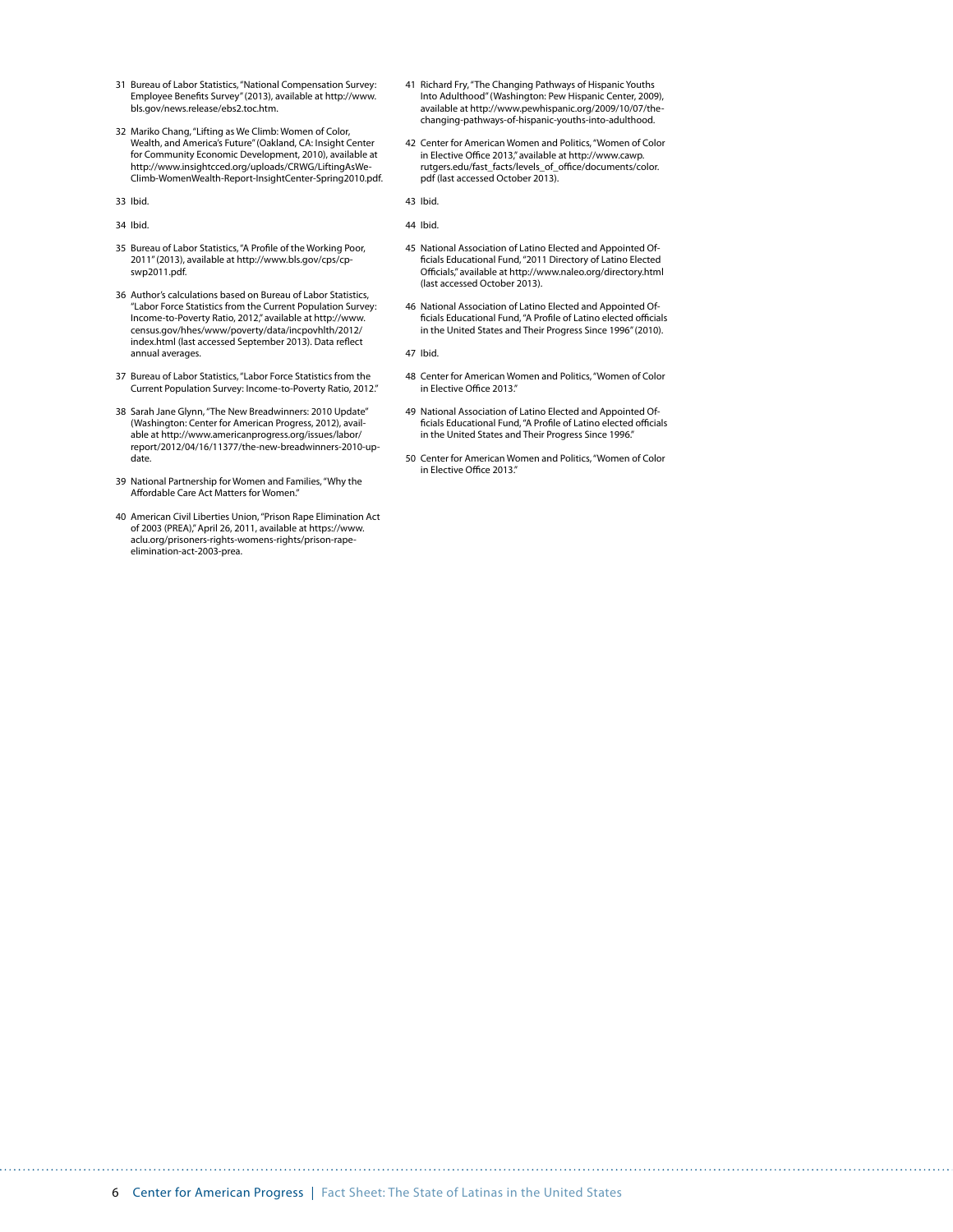31 Bureau of Labor Statistics, "National Compensation Survey: Employee Benefits Survey" (2013), available at http://www.bls.gov/news.release/ebs2.toc.htm.

32 Mariko Chang, "Lifting as We Climb: Women of Color, Wealth, and America's Future" (Oakland, CA: Insight Center for Community Economic Development, 2010), available at http://www.insightcced.org/uploads/CRWG/LiftingAsWe-Climb-WomenWealth-Report-InsightCenter-Spring2010.pdf.

33 Ibid.

34 Ibid.

35 Bureau of Labor Statistics, "A Profile of the Working Poor, 2011" (2013), available at http://www.bls.gov/cps/cpswp2011.pdf.

36 Author's calculations based on Bureau of Labor Statistics, "Labor Force Statistics from the Current Population Survey: Income-to-Poverty Ratio, 2012," available at http://www.census.gov/hhes/www/poverty/data/incpovhlth/2012/index.html (last accessed September 2013). Data reflect annual averages.

37 Bureau of Labor Statistics, "Labor Force Statistics from the Current Population Survey: Income-to-Poverty Ratio, 2012."

38 Sarah Jane Glynn, "The New Breadwinners: 2010 Update" (Washington: Center for American Progress, 2012), available at http://www.americanprogress.org/issues/labor/report/2012/04/16/11377/the-new-breadwinners-2010-update.

39 National Partnership for Women and Families, "Why the Affordable Care Act Matters for Women."

40 American Civil Liberties Union, "Prison Rape Elimination Act of 2003 (PREA)," April 26, 2011, available at https://www.aclu.org/prisoners-rights-womens-rights/prison-rape-elimination-act-2003-prea.

41 Richard Fry, "The Changing Pathways of Hispanic Youths Into Adulthood" (Washington: Pew Hispanic Center, 2009), available at http://www.pewhispanic.org/2009/10/07/the-changing-pathways-of-hispanic-youths-into-adulthood.

42 Center for American Women and Politics, "Women of Color in Elective Office 2013," available at http://www.cawp.rutgers.edu/fast_facts/levels_of_office/documents/color.pdf (last accessed October 2013).

43 Ibid.

44 Ibid.

45 National Association of Latino Elected and Appointed Officials Educational Fund, "2011 Directory of Latino Elected Officials," available at http://www.naleo.org/directory.html (last accessed October 2013).

46 National Association of Latino Elected and Appointed Officials Educational Fund, "A Profile of Latino elected officials in the United States and Their Progress Since 1996" (2010).

47 Ibid.

48 Center for American Women and Politics, "Women of Color in Elective Office 2013."

49 National Association of Latino Elected and Appointed Officials Educational Fund, "A Profile of Latino elected officials in the United States and Their Progress Since 1996."

50 Center for American Women and Politics, "Women of Color in Elective Office 2013."